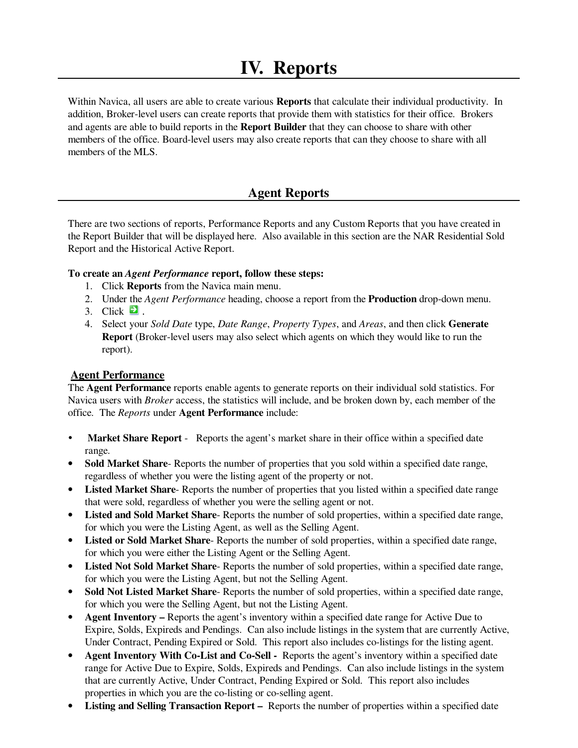# IV. Reports

Within Navica, all users are able to create various **Reports** that calculate their individual productivity. In addition, Broker-level users can create reports that provide them with statistics for their office. Brokers and agents are able to build reports in the **Report Builder** that they can choose to share with other members of the office. Board-level users may also create reports that can they choose to share with all members of the MLS.

## Agent Reports

There are two sections of reports, Performance Reports and any Custom Reports that you have created in the Report Builder that will be displayed here. Also available in this section are the NAR Residential Sold Report and the Historical Active Report.

**To create an *Agent Performance* report, follow these steps:**

1. Click **Reports** from the Navica main menu.
2. Under the *Agent Performance* heading, choose a report from the **Production** drop-down menu.
3. Click .
4. Select your *Sold Date* type, *Date Range*, *Property Types*, and *Areas*, and then click **Generate Report** (Broker-level users may also select which agents on which they would like to run the report).

### Agent Performance

The **Agent Performance** reports enable agents to generate reports on their individual sold statistics. For Navica users with *Broker* access, the statistics will include, and be broken down by, each member of the office. The *Reports* under **Agent Performance** include:

- **Market Share Report** - Reports the agent's market share in their office within a specified date range.
- **Sold Market Share**- Reports the number of properties that you sold within a specified date range, regardless of whether you were the listing agent of the property or not.
- **Listed Market Share**- Reports the number of properties that you listed within a specified date range that were sold, regardless of whether you were the selling agent or not.
- **Listed and Sold Market Share**- Reports the number of sold properties, within a specified date range, for which you were the Listing Agent, as well as the Selling Agent.
- **Listed or Sold Market Share**- Reports the number of sold properties, within a specified date range, for which you were either the Listing Agent or the Selling Agent.
- **Listed Not Sold Market Share**- Reports the number of sold properties, within a specified date range, for which you were the Listing Agent, but not the Selling Agent.
- **Sold Not Listed Market Share**- Reports the number of sold properties, within a specified date range, for which you were the Selling Agent, but not the Listing Agent.
- **Agent Inventory –** Reports the agent's inventory within a specified date range for Active Due to Expire, Solds, Expireds and Pendings. Can also include listings in the system that are currently Active, Under Contract, Pending Expired or Sold. This report also includes co-listings for the listing agent.
- **Agent Inventory With Co-List and Co-Sell -** Reports the agent's inventory within a specified date range for Active Due to Expire, Solds, Expireds and Pendings. Can also include listings in the system that are currently Active, Under Contract, Pending Expired or Sold. This report also includes properties in which you are the co-listing or co-selling agent.
- **Listing and Selling Transaction Report –** Reports the number of properties within a specified date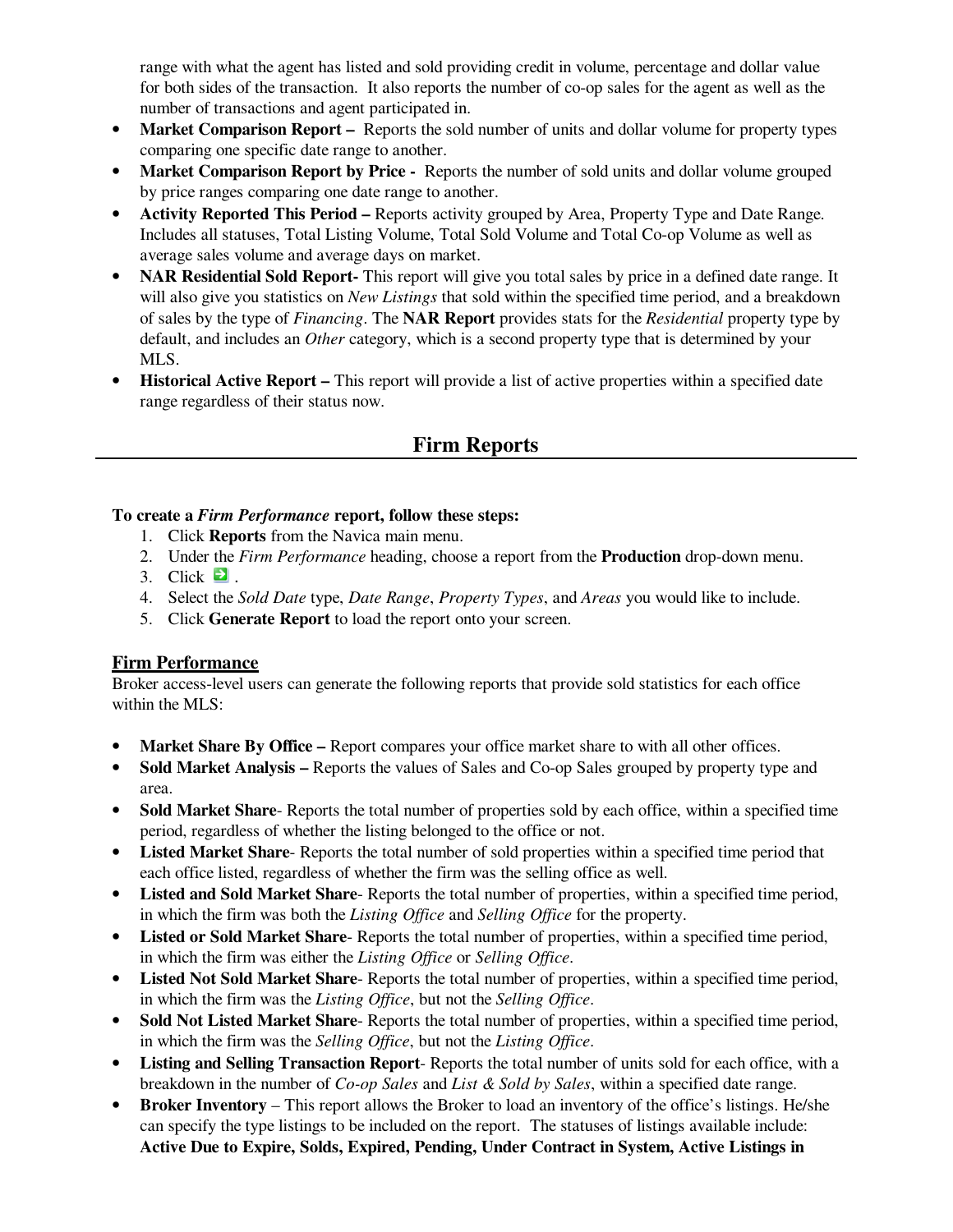range with what the agent has listed and sold providing credit in volume, percentage and dollar value for both sides of the transaction. It also reports the number of co-op sales for the agent as well as the number of transactions and agent participated in.

- **Market Comparison Report –** Reports the sold number of units and dollar volume for property types comparing one specific date range to another.
- **Market Comparison Report by Price -** Reports the number of sold units and dollar volume grouped by price ranges comparing one date range to another.
- **Activity Reported This Period –** Reports activity grouped by Area, Property Type and Date Range. Includes all statuses, Total Listing Volume, Total Sold Volume and Total Co-op Volume as well as average sales volume and average days on market.
- **NAR Residential Sold Report-** This report will give you total sales by price in a defined date range. It will also give you statistics on *New Listings* that sold within the specified time period, and a breakdown of sales by the type of *Financing*. The **NAR Report** provides stats for the *Residential* property type by default, and includes an *Other* category, which is a second property type that is determined by your MLS.
- **Historical Active Report –** This report will provide a list of active properties within a specified date range regardless of their status now.

## Firm Reports

**To create a *Firm Performance* report, follow these steps:**

1. Click **Reports** from the Navica main menu.
2. Under the *Firm Performance* heading, choose a report from the **Production** drop-down menu.
3. Click ➔ .
4. Select the *Sold Date* type, *Date Range*, *Property Types*, and *Areas* you would like to include.
5. Click **Generate Report** to load the report onto your screen.

### Firm Performance

Broker access-level users can generate the following reports that provide sold statistics for each office within the MLS:

- **Market Share By Office –** Report compares your office market share to with all other offices.
- **Sold Market Analysis –** Reports the values of Sales and Co-op Sales grouped by property type and area.
- **Sold Market Share**- Reports the total number of properties sold by each office, within a specified time period, regardless of whether the listing belonged to the office or not.
- **Listed Market Share**- Reports the total number of sold properties within a specified time period that each office listed, regardless of whether the firm was the selling office as well.
- **Listed and Sold Market Share**- Reports the total number of properties, within a specified time period, in which the firm was both the *Listing Office* and *Selling Office* for the property.
- **Listed or Sold Market Share**- Reports the total number of properties, within a specified time period, in which the firm was either the *Listing Office* or *Selling Office*.
- **Listed Not Sold Market Share**- Reports the total number of properties, within a specified time period, in which the firm was the *Listing Office*, but not the *Selling Office*.
- **Sold Not Listed Market Share**- Reports the total number of properties, within a specified time period, in which the firm was the *Selling Office*, but not the *Listing Office*.
- **Listing and Selling Transaction Report**- Reports the total number of units sold for each office, with a breakdown in the number of *Co-op Sales* and *List & Sold by Sales*, within a specified date range.
- **Broker Inventory** – This report allows the Broker to load an inventory of the office's listings. He/she can specify the type listings to be included on the report. The statuses of listings available include: **Active Due to Expire, Solds, Expired, Pending, Under Contract in System, Active Listings in**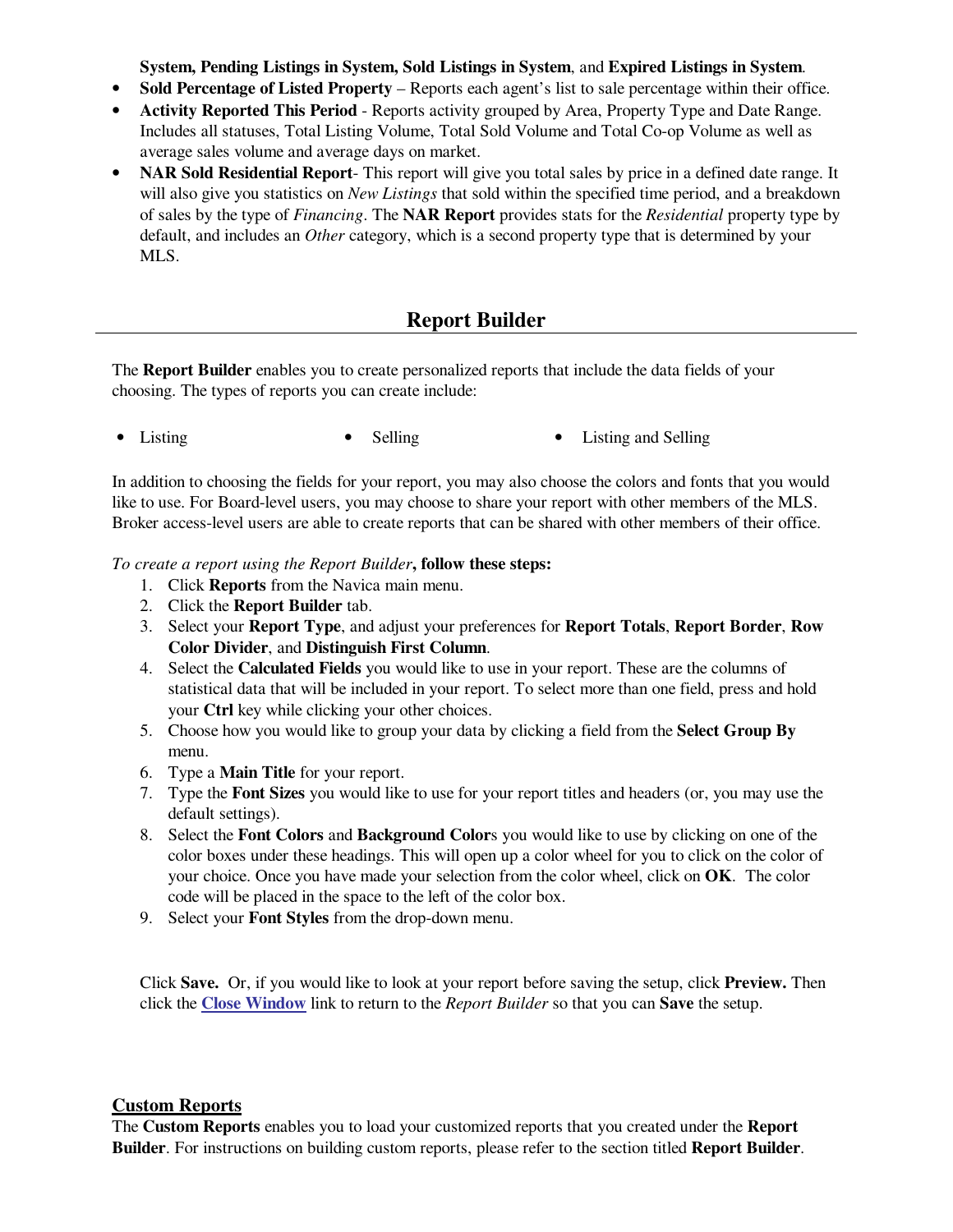**System, Pending Listings in System, Sold Listings in System**, and **Expired Listings in System**.

- **Sold Percentage of Listed Property** – Reports each agent's list to sale percentage within their office.
- **Activity Reported This Period** - Reports activity grouped by Area, Property Type and Date Range. Includes all statuses, Total Listing Volume, Total Sold Volume and Total Co-op Volume as well as average sales volume and average days on market.
- **NAR Sold Residential Report**- This report will give you total sales by price in a defined date range. It will also give you statistics on *New Listings* that sold within the specified time period, and a breakdown of sales by the type of *Financing*. The **NAR Report** provides stats for the *Residential* property type by default, and includes an *Other* category, which is a second property type that is determined by your MLS.

## Report Builder

The **Report Builder** enables you to create personalized reports that include the data fields of your choosing. The types of reports you can create include:

- Listing
- Selling
- Listing and Selling

In addition to choosing the fields for your report, you may also choose the colors and fonts that you would like to use. For Board-level users, you may choose to share your report with other members of the MLS. Broker access-level users are able to create reports that can be shared with other members of their office.

*To create a report using the Report Builder*, **follow these steps:**

1. Click **Reports** from the Navica main menu.
2. Click the **Report Builder** tab.
3. Select your **Report Type**, and adjust your preferences for **Report Totals**, **Report Border**, **Row Color Divider**, and **Distinguish First Column**.
4. Select the **Calculated Fields** you would like to use in your report. These are the columns of statistical data that will be included in your report. To select more than one field, press and hold your **Ctrl** key while clicking your other choices.
5. Choose how you would like to group your data by clicking a field from the **Select Group By** menu.
6. Type a **Main Title** for your report.
7. Type the **Font Sizes** you would like to use for your report titles and headers (or, you may use the default settings).
8. Select the **Font Colors** and **Background Colors** you would like to use by clicking on one of the color boxes under these headings. This will open up a color wheel for you to click on the color of your choice. Once you have made your selection from the color wheel, click on **OK**. The color code will be placed in the space to the left of the color box.
9. Select your **Font Styles** from the drop-down menu.

Click **Save.** Or, if you would like to look at your report before saving the setup, click **Preview.** Then click the **Close Window** link to return to the *Report Builder* so that you can **Save** the setup.

### Custom Reports

The **Custom Reports** enables you to load your customized reports that you created under the **Report Builder**. For instructions on building custom reports, please refer to the section titled **Report Builder**.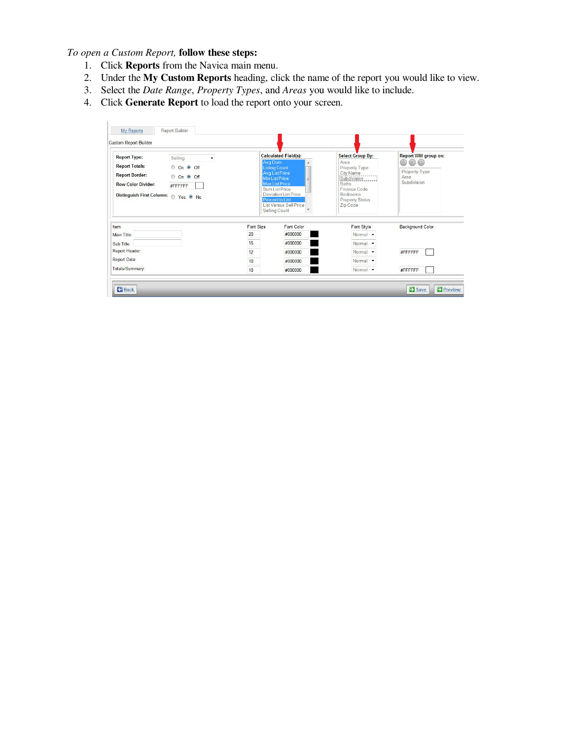*To open a Custom Report,* **follow these steps:**

1. Click **Reports** from the Navica main menu.
2. Under the **My Custom Reports** heading, click the name of the report you would like to view.
3. Select the *Date Range*, *Property Types*, and *Areas* you would like to include.
4. Click **Generate Report** to load the report onto your screen.